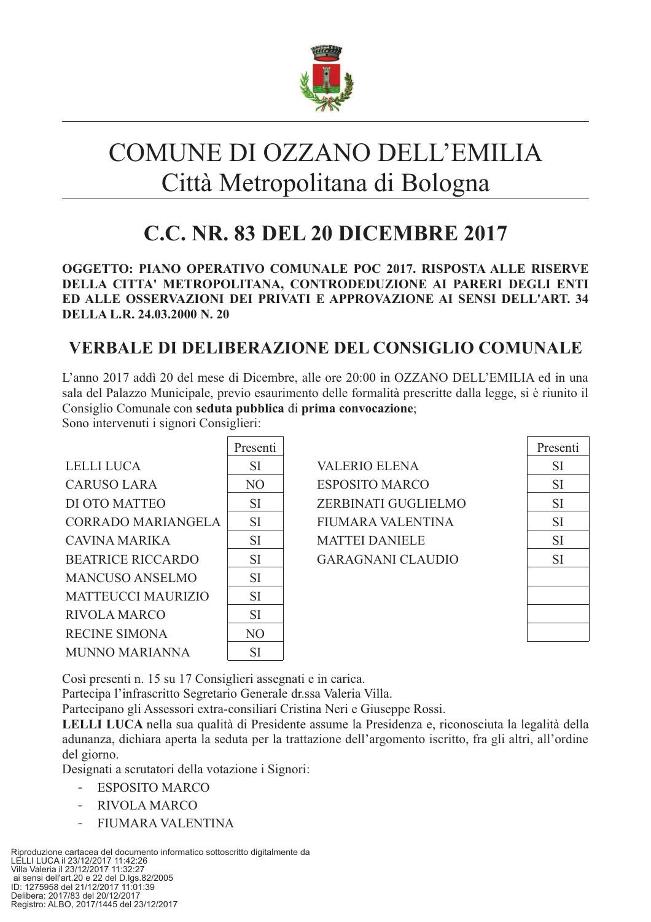# COMUNE DI OZZANO DELL'EMILIA
## Città Metropolitana di Bologna

## C.C. NR. 83 DEL 20 DICEMBRE 2017

**OGGETTO: PIANO OPERATIVO COMUNALE POC 2017. RISPOSTA ALLE RISERVE DELLA CITTA' METROPOLITANA, CONTRODEDUZIONE AI PARERI DEGLI ENTI ED ALLE OSSERVAZIONI DEI PRIVATI E APPROVAZIONE AI SENSI DELL'ART. 34 DELLA L.R. 24.03.2000 N. 20**

## VERBALE DI DELIBERAZIONE DEL CONSIGLIO COMUNALE

L'anno 2017 addì 20 del mese di Dicembre, alle ore 20:00 in OZZANO DELL'EMILIA ed in una sala del Palazzo Municipale, previo esaurimento delle formalità prescritte dalla legge, si è riunito il Consiglio Comunale con **seduta pubblica** di **prima convocazione**;

Sono intervenuti i signori Consiglieri:

| | Presenti | | Presenti |
|---|---|---|---|
| LELLI LUCA | SI | VALERIO ELENA | SI |
| CARUSO LARA | NO | ESPOSITO MARCO | SI |
| DI OTO MATTEO | SI | ZERBINATI GUGLIELMO | SI |
| CORRADO MARIANGELA | SI | FIUMARA VALENTINA | SI |
| CAVINA MARIKA | SI | MATTEI DANIELE | SI |
| BEATRICE RICCARDO | SI | GARAGNANI CLAUDIO | SI |
| MANCUSO ANSELMO | SI | | |
| MATTEUCCI MAURIZIO | SI | | |
| RIVOLA MARCO | SI | | |
| RECINE SIMONA | NO | | |
| MUNNO MARIANNA | SI | | |

Così presenti n. 15 su 17 Consiglieri assegnati e in carica.

Partecipa l'infrascritto Segretario Generale dr.ssa Valeria Villa.

Partecipano gli Assessori extra-consiliari Cristina Neri e Giuseppe Rossi.

**LELLI LUCA** nella sua qualità di Presidente assume la Presidenza e, riconosciuta la legalità della adunanza, dichiara aperta la seduta per la trattazione dell'argomento iscritto, fra gli altri, all'ordine del giorno.

Designati a scrutatori della votazione i Signori:

- ESPOSITO MARCO
- RIVOLA MARCO
- FIUMARA VALENTINA

Riproduzione cartacea del documento informatico sottoscritto digitalmente da
LELLI LUCA il 23/12/2017 11:42:26
Villa Valeria il 23/12/2017 11:32:27
ai sensi dell'art.20 e 22 del D.lgs.82/2005
ID: 1275958 del 21/12/2017 11:01:39
Delibera: 2017/83 del 20/12/2017
Registro: ALBO, 2017/1445 del 23/12/2017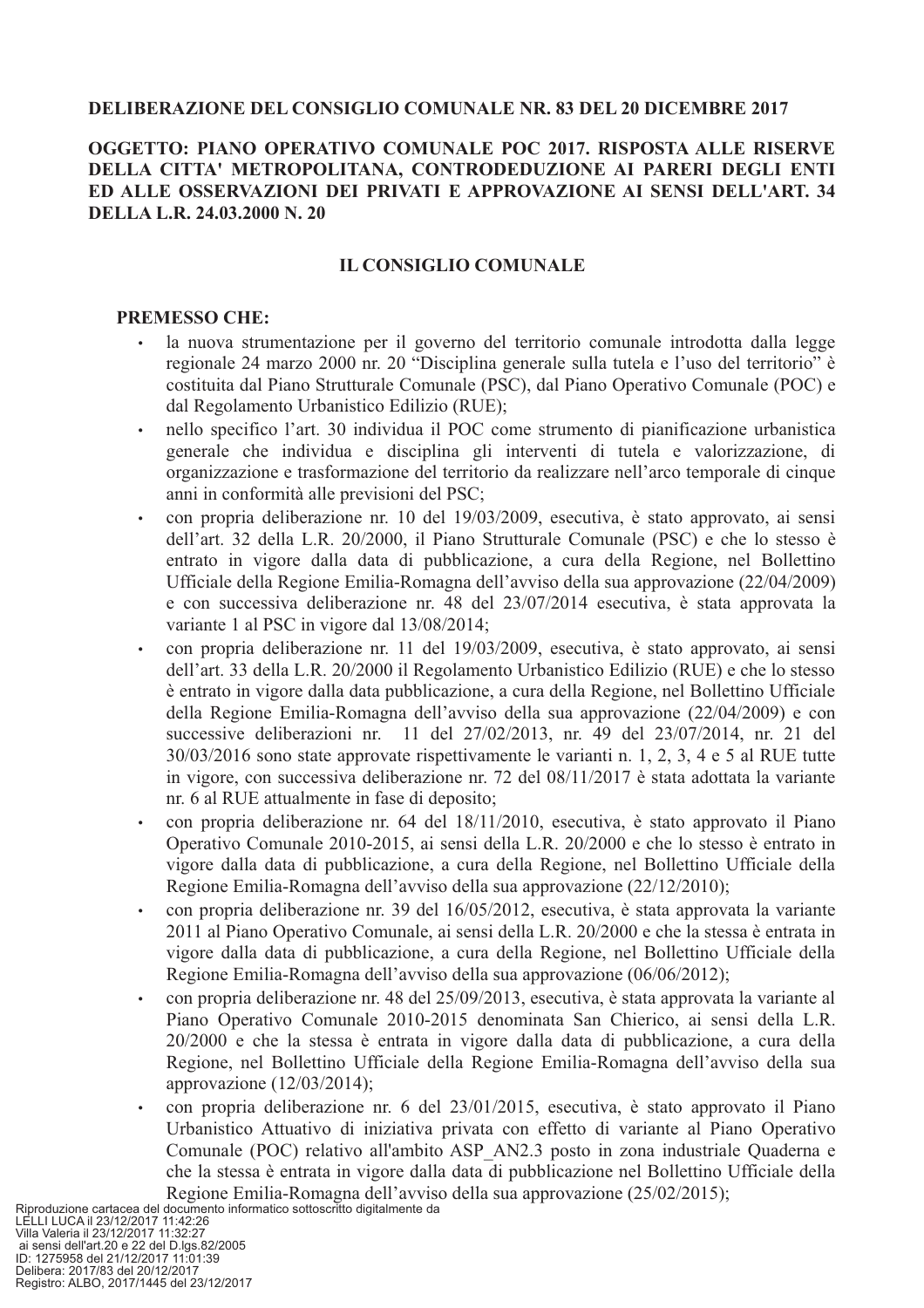**DELIBERAZIONE DEL CONSIGLIO COMUNALE NR. 83 DEL 20 DICEMBRE 2017**

**OGGETTO: PIANO OPERATIVO COMUNALE POC 2017. RISPOSTA ALLE RISERVE DELLA CITTA' METROPOLITANA, CONTRODEDUZIONE AI PARERI DEGLI ENTI ED ALLE OSSERVAZIONI DEI PRIVATI E APPROVAZIONE AI SENSI DELL'ART. 34 DELLA L.R. 24.03.2000 N. 20**

## IL CONSIGLIO COMUNALE

**PREMESSO CHE:**

- la nuova strumentazione per il governo del territorio comunale introdotta dalla legge regionale 24 marzo 2000 nr. 20 "Disciplina generale sulla tutela e l'uso del territorio" è costituita dal Piano Strutturale Comunale (PSC), dal Piano Operativo Comunale (POC) e dal Regolamento Urbanistico Edilizio (RUE);
- nello specifico l'art. 30 individua il POC come strumento di pianificazione urbanistica generale che individua e disciplina gli interventi di tutela e valorizzazione, di organizzazione e trasformazione del territorio da realizzare nell'arco temporale di cinque anni in conformità alle previsioni del PSC;
- con propria deliberazione nr. 10 del 19/03/2009, esecutiva, è stato approvato, ai sensi dell'art. 32 della L.R. 20/2000, il Piano Strutturale Comunale (PSC) e che lo stesso è entrato in vigore dalla data di pubblicazione, a cura della Regione, nel Bollettino Ufficiale della Regione Emilia-Romagna dell'avviso della sua approvazione (22/04/2009) e con successiva deliberazione nr. 48 del 23/07/2014 esecutiva, è stata approvata la variante 1 al PSC in vigore dal 13/08/2014;
- con propria deliberazione nr. 11 del 19/03/2009, esecutiva, è stato approvato, ai sensi dell'art. 33 della L.R. 20/2000 il Regolamento Urbanistico Edilizio (RUE) e che lo stesso è entrato in vigore dalla data pubblicazione, a cura della Regione, nel Bollettino Ufficiale della Regione Emilia-Romagna dell'avviso della sua approvazione (22/04/2009) e con successive deliberazioni nr. 11 del 27/02/2013, nr. 49 del 23/07/2014, nr. 21 del 30/03/2016 sono state approvate rispettivamente le varianti n. 1, 2, 3, 4 e 5 al RUE tutte in vigore, con successiva deliberazione nr. 72 del 08/11/2017 è stata adottata la variante nr. 6 al RUE attualmente in fase di deposito;
- con propria deliberazione nr. 64 del 18/11/2010, esecutiva, è stato approvato il Piano Operativo Comunale 2010-2015, ai sensi della L.R. 20/2000 e che lo stesso è entrato in vigore dalla data di pubblicazione, a cura della Regione, nel Bollettino Ufficiale della Regione Emilia-Romagna dell'avviso della sua approvazione (22/12/2010);
- con propria deliberazione nr. 39 del 16/05/2012, esecutiva, è stata approvata la variante 2011 al Piano Operativo Comunale, ai sensi della L.R. 20/2000 e che la stessa è entrata in vigore dalla data di pubblicazione, a cura della Regione, nel Bollettino Ufficiale della Regione Emilia-Romagna dell'avviso della sua approvazione (06/06/2012);
- con propria deliberazione nr. 48 del 25/09/2013, esecutiva, è stata approvata la variante al Piano Operativo Comunale 2010-2015 denominata San Chierico, ai sensi della L.R. 20/2000 e che la stessa è entrata in vigore dalla data di pubblicazione, a cura della Regione, nel Bollettino Ufficiale della Regione Emilia-Romagna dell'avviso della sua approvazione (12/03/2014);
- con propria deliberazione nr. 6 del 23/01/2015, esecutiva, è stato approvato il Piano Urbanistico Attuativo di iniziativa privata con effetto di variante al Piano Operativo Comunale (POC) relativo all'ambito ASP_AN2.3 posto in zona industriale Quaderna e che la stessa è entrata in vigore dalla data di pubblicazione nel Bollettino Ufficiale della Regione Emilia-Romagna dell'avviso della sua approvazione (25/02/2015);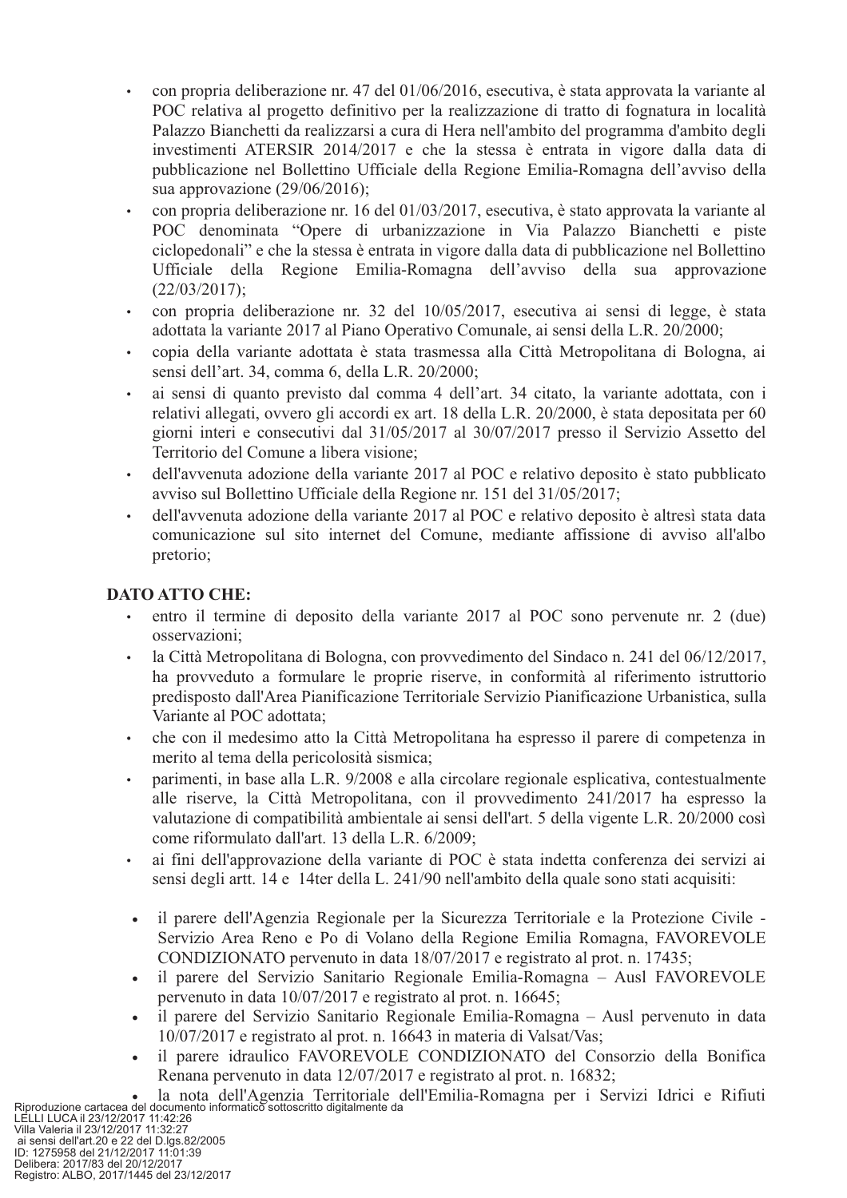- con propria deliberazione nr. 47 del 01/06/2016, esecutiva, è stata approvata la variante al POC relativa al progetto definitivo per la realizzazione di tratto di fognatura in località Palazzo Bianchetti da realizzarsi a cura di Hera nell'ambito del programma d'ambito degli investimenti ATERSIR 2014/2017 e che la stessa è entrata in vigore dalla data di pubblicazione nel Bollettino Ufficiale della Regione Emilia-Romagna dell'avviso della sua approvazione (29/06/2016);
- con propria deliberazione nr. 16 del 01/03/2017, esecutiva, è stato approvata la variante al POC denominata "Opere di urbanizzazione in Via Palazzo Bianchetti e piste ciclopedonali" e che la stessa è entrata in vigore dalla data di pubblicazione nel Bollettino Ufficiale della Regione Emilia-Romagna dell'avviso della sua approvazione (22/03/2017);
- con propria deliberazione nr. 32 del 10/05/2017, esecutiva ai sensi di legge, è stata adottata la variante 2017 al Piano Operativo Comunale, ai sensi della L.R. 20/2000;
- copia della variante adottata è stata trasmessa alla Città Metropolitana di Bologna, ai sensi dell'art. 34, comma 6, della L.R. 20/2000;
- ai sensi di quanto previsto dal comma 4 dell'art. 34 citato, la variante adottata, con i relativi allegati, ovvero gli accordi ex art. 18 della L.R. 20/2000, è stata depositata per 60 giorni interi e consecutivi dal 31/05/2017 al 30/07/2017 presso il Servizio Assetto del Territorio del Comune a libera visione;
- dell'avvenuta adozione della variante 2017 al POC e relativo deposito è stato pubblicato avviso sul Bollettino Ufficiale della Regione nr. 151 del 31/05/2017;
- dell'avvenuta adozione della variante 2017 al POC e relativo deposito è altresì stata data comunicazione sul sito internet del Comune, mediante affissione di avviso all'albo pretorio;

**DATO ATTO CHE:**

- entro il termine di deposito della variante 2017 al POC sono pervenute nr. 2 (due) osservazioni;
- la Città Metropolitana di Bologna, con provvedimento del Sindaco n. 241 del 06/12/2017, ha provveduto a formulare le proprie riserve, in conformità al riferimento istruttorio predisposto dall'Area Pianificazione Territoriale Servizio Pianificazione Urbanistica, sulla Variante al POC adottata;
- che con il medesimo atto la Città Metropolitana ha espresso il parere di competenza in merito al tema della pericolosità sismica;
- parimenti, in base alla L.R. 9/2008 e alla circolare regionale esplicativa, contestualmente alle riserve, la Città Metropolitana, con il provvedimento 241/2017 ha espresso la valutazione di compatibilità ambientale ai sensi dell'art. 5 della vigente L.R. 20/2000 così come riformulato dall'art. 13 della L.R. 6/2009;
- ai fini dell'approvazione della variante di POC è stata indetta conferenza dei servizi ai sensi degli artt. 14 e 14ter della L. 241/90 nell'ambito della quale sono stati acquisiti:

- il parere dell'Agenzia Regionale per la Sicurezza Territoriale e la Protezione Civile - Servizio Area Reno e Po di Volano della Regione Emilia Romagna, FAVOREVOLE CONDIZIONATO pervenuto in data 18/07/2017 e registrato al prot. n. 17435;
- il parere del Servizio Sanitario Regionale Emilia-Romagna – Ausl FAVOREVOLE pervenuto in data 10/07/2017 e registrato al prot. n. 16645;
- il parere del Servizio Sanitario Regionale Emilia-Romagna – Ausl pervenuto in data 10/07/2017 e registrato al prot. n. 16643 in materia di Valsat/Vas;
- il parere idraulico FAVOREVOLE CONDIZIONATO del Consorzio della Bonifica Renana pervenuto in data 12/07/2017 e registrato al prot. n. 16832;
- la nota dell'Agenzia Territoriale dell'Emilia-Romagna per i Servizi Idrici e Rifiuti

Riproduzione cartacea del documento informatico sottoscritto digitalmente da
LELLI LUCA il 23/12/2017 11:42:26
Villa Valeria il 23/12/2017 11:32:27
ai sensi dell'art.20 e 22 del D.lgs.82/2005
ID: 1275958 del 21/12/2017 11:01:39
Delibera: 2017/83 del 20/12/2017
Registro: ALBO, 2017/1445 del 23/12/2017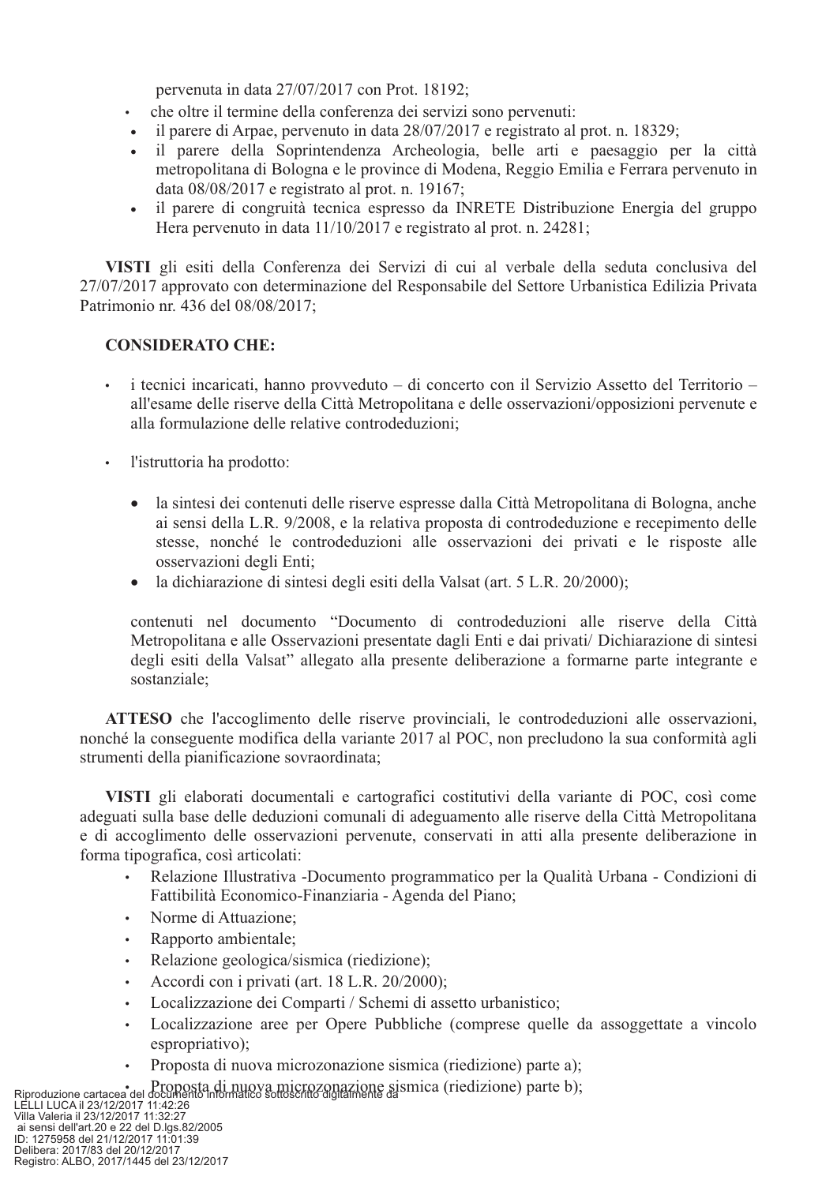pervenuta in data 27/07/2017 con Prot. 18192;

- che oltre il termine della conferenza dei servizi sono pervenuti:
- il parere di Arpae, pervenuto in data 28/07/2017 e registrato al prot. n. 18329;
- il parere della Soprintendenza Archeologia, belle arti e paesaggio per la città metropolitana di Bologna e le province di Modena, Reggio Emilia e Ferrara pervenuto in data 08/08/2017 e registrato al prot. n. 19167;
- il parere di congruità tecnica espresso da INRETE Distribuzione Energia del gruppo Hera pervenuto in data 11/10/2017 e registrato al prot. n. 24281;

**VISTI** gli esiti della Conferenza dei Servizi di cui al verbale della seduta conclusiva del 27/07/2017 approvato con determinazione del Responsabile del Settore Urbanistica Edilizia Privata Patrimonio nr. 436 del 08/08/2017;

**CONSIDERATO CHE:**

- i tecnici incaricati, hanno provveduto – di concerto con il Servizio Assetto del Territorio – all'esame delle riserve della Città Metropolitana e delle osservazioni/opposizioni pervenute e alla formulazione delle relative controdeduzioni;

- l'istruttoria ha prodotto:

  - la sintesi dei contenuti delle riserve espresse dalla Città Metropolitana di Bologna, anche ai sensi della L.R. 9/2008, e la relativa proposta di controdeduzione e recepimento delle stesse, nonché le controdeduzioni alle osservazioni dei privati e le risposte alle osservazioni degli Enti;
  - la dichiarazione di sintesi degli esiti della Valsat (art. 5 L.R. 20/2000);

  contenuti nel documento "Documento di controdeduzioni alle riserve della Città Metropolitana e alle Osservazioni presentate dagli Enti e dai privati/ Dichiarazione di sintesi degli esiti della Valsat" allegato alla presente deliberazione a formarne parte integrante e sostanziale;

**ATTESO** che l'accoglimento delle riserve provinciali, le controdeduzioni alle osservazioni, nonché la conseguente modifica della variante 2017 al POC, non precludono la sua conformità agli strumenti della pianificazione sovraordinata;

**VISTI** gli elaborati documentali e cartografici costitutivi della variante di POC, così come adeguati sulla base delle deduzioni comunali di adeguamento alle riserve della Città Metropolitana e di accoglimento delle osservazioni pervenute, conservati in atti alla presente deliberazione in forma tipografica, così articolati:

- Relazione Illustrativa -Documento programmatico per la Qualità Urbana - Condizioni di Fattibilità Economico-Finanziaria - Agenda del Piano;
- Norme di Attuazione;
- Rapporto ambientale;
- Relazione geologica/sismica (riedizione);
- Accordi con i privati (art. 18 L.R. 20/2000);
- Localizzazione dei Comparti / Schemi di assetto urbanistico;
- Localizzazione aree per Opere Pubbliche (comprese quelle da assoggettate a vincolo espropriativo);
- Proposta di nuova microzonazione sismica (riedizione) parte a);
- Proposta di nuova microzonazione sismica (riedizione) parte b);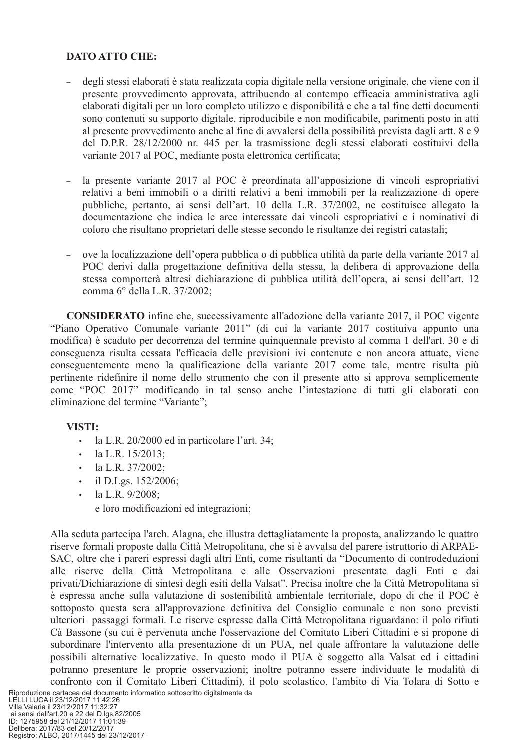**DATO ATTO CHE:**

- degli stessi elaborati è stata realizzata copia digitale nella versione originale, che viene con il presente provvedimento approvata, attribuendo al contempo efficacia amministrativa agli elaborati digitali per un loro completo utilizzo e disponibilità e che a tal fine detti documenti sono contenuti su supporto digitale, riproducibile e non modificabile, parimenti posto in atti al presente provvedimento anche al fine di avvalersi della possibilità prevista dagli artt. 8 e 9 del D.P.R. 28/12/2000 nr. 445 per la trasmissione degli stessi elaborati costituivi della variante 2017 al POC, mediante posta elettronica certificata;

- la presente variante 2017 al POC è preordinata all'apposizione di vincoli espropriativi relativi a beni immobili o a diritti relativi a beni immobili per la realizzazione di opere pubbliche, pertanto, ai sensi dell'art. 10 della L.R. 37/2002, ne costituisce allegato la documentazione che indica le aree interessate dai vincoli espropriativi e i nominativi di coloro che risultano proprietari delle stesse secondo le risultanze dei registri catastali;

- ove la localizzazione dell'opera pubblica o di pubblica utilità da parte della variante 2017 al POC derivi dalla progettazione definitiva della stessa, la delibera di approvazione della stessa comporterà altresì dichiarazione di pubblica utilità dell'opera, ai sensi dell'art. 12 comma 6° della L.R. 37/2002;

**CONSIDERATO** infine che, successivamente all'adozione della variante 2017, il POC vigente "Piano Operativo Comunale variante 2011" (di cui la variante 2017 costituiva appunto una modifica) è scaduto per decorrenza del termine quinquennale previsto al comma 1 dell'art. 30 e di conseguenza risulta cessata l'efficacia delle previsioni ivi contenute e non ancora attuate, viene conseguentemente meno la qualificazione della variante 2017 come tale, mentre risulta più pertinente ridefinire il nome dello strumento che con il presente atto si approva semplicemente come "POC 2017" modificando in tal senso anche l'intestazione di tutti gli elaborati con eliminazione del termine "Variante";

**VISTI:**

- la L.R. 20/2000 ed in particolare l'art. 34;
- la L.R. 15/2013;
- la L.R. 37/2002;
- il D.Lgs. 152/2006;
- la L.R. 9/2008;

  e loro modificazioni ed integrazioni;

Alla seduta partecipa l'arch. Alagna, che illustra dettagliatamente la proposta, analizzando le quattro riserve formali proposte dalla Città Metropolitana, che si è avvalsa del parere istruttorio di ARPAE-SAC, oltre che i pareri espressi dagli altri Enti, come risultanti da "Documento di controdeduzioni alle riserve della Città Metropolitana e alle Osservazioni presentate dagli Enti e dai privati/Dichiarazione di sintesi degli esiti della Valsat". Precisa inoltre che la Città Metropolitana si è espressa anche sulla valutazione di sostenibilità ambientale territoriale, dopo di che il POC è sottoposto questa sera all'approvazione definitiva del Consiglio comunale e non sono previsti ulteriori passaggi formali. Le riserve espresse dalla Città Metropolitana riguardano: il polo rifiuti Cà Bassone (su cui è pervenuta anche l'osservazione del Comitato Liberi Cittadini e si propone di subordinare l'intervento alla presentazione di un PUA, nel quale affrontare la valutazione delle possibili alternative localizzative. In questo modo il PUA è soggetto alla Valsat ed i cittadini potranno presentare le proprie osservazioni; inoltre potranno essere individuate le modalità di confronto con il Comitato Liberi Cittadini), il polo scolastico, l'ambito di Via Tolara di Sotto e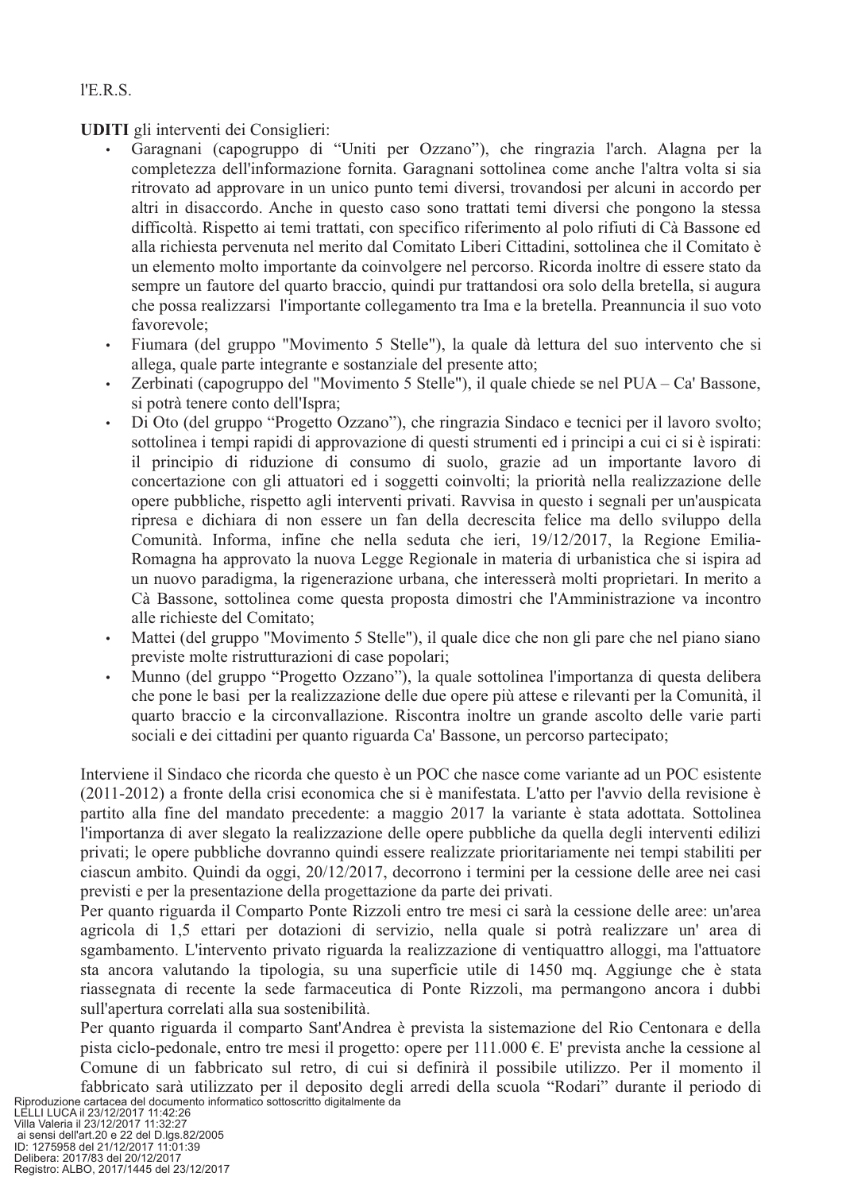l'E.R.S.

**UDITI** gli interventi dei Consiglieri:

- Garagnani (capogruppo di "Uniti per Ozzano"), che ringrazia l'arch. Alagna per la completezza dell'informazione fornita. Garagnani sottolinea come anche l'altra volta si sia ritrovato ad approvare in un unico punto temi diversi, trovandosi per alcuni in accordo per altri in disaccordo. Anche in questo caso sono trattati temi diversi che pongono la stessa difficoltà. Rispetto ai temi trattati, con specifico riferimento al polo rifiuti di Cà Bassone ed alla richiesta pervenuta nel merito dal Comitato Liberi Cittadini, sottolinea che il Comitato è un elemento molto importante da coinvolgere nel percorso. Ricorda inoltre di essere stato da sempre un fautore del quarto braccio, quindi pur trattandosi ora solo della bretella, si augura che possa realizzarsi l'importante collegamento tra Ima e la bretella. Preannuncia il suo voto favorevole;
- Fiumara (del gruppo "Movimento 5 Stelle"), la quale dà lettura del suo intervento che si allega, quale parte integrante e sostanziale del presente atto;
- Zerbinati (capogruppo del "Movimento 5 Stelle"), il quale chiede se nel PUA – Ca' Bassone, si potrà tenere conto dell'Ispra;
- Di Oto (del gruppo "Progetto Ozzano"), che ringrazia Sindaco e tecnici per il lavoro svolto; sottolinea i tempi rapidi di approvazione di questi strumenti ed i principi a cui ci si è ispirati: il principio di riduzione di consumo di suolo, grazie ad un importante lavoro di concertazione con gli attuatori ed i soggetti coinvolti; la priorità nella realizzazione delle opere pubbliche, rispetto agli interventi privati. Ravvisa in questo i segnali per un'auspicata ripresa e dichiara di non essere un fan della decrescita felice ma dello sviluppo della Comunità. Informa, infine che nella seduta che ieri, 19/12/2017, la Regione Emilia-Romagna ha approvato la nuova Legge Regionale in materia di urbanistica che si ispira ad un nuovo paradigma, la rigenerazione urbana, che interesserà molti proprietari. In merito a Cà Bassone, sottolinea come questa proposta dimostri che l'Amministrazione va incontro alle richieste del Comitato;
- Mattei (del gruppo "Movimento 5 Stelle"), il quale dice che non gli pare che nel piano siano previste molte ristrutturazioni di case popolari;
- Munno (del gruppo "Progetto Ozzano"), la quale sottolinea l'importanza di questa delibera che pone le basi per la realizzazione delle due opere più attese e rilevanti per la Comunità, il quarto braccio e la circonvallazione. Riscontra inoltre un grande ascolto delle varie parti sociali e dei cittadini per quanto riguarda Ca' Bassone, un percorso partecipato;

Interviene il Sindaco che ricorda che questo è un POC che nasce come variante ad un POC esistente (2011-2012) a fronte della crisi economica che si è manifestata. L'atto per l'avvio della revisione è partito alla fine del mandato precedente: a maggio 2017 la variante è stata adottata. Sottolinea l'importanza di aver slegato la realizzazione delle opere pubbliche da quella degli interventi edilizi privati; le opere pubbliche dovranno quindi essere realizzate prioritariamente nei tempi stabiliti per ciascun ambito. Quindi da oggi, 20/12/2017, decorrono i termini per la cessione delle aree nei casi previsti e per la presentazione della progettazione da parte dei privati.

Per quanto riguarda il Comparto Ponte Rizzoli entro tre mesi ci sarà la cessione delle aree: un'area agricola di 1,5 ettari per dotazioni di servizio, nella quale si potrà realizzare un' area di sgambamento. L'intervento privato riguarda la realizzazione di ventiquattro alloggi, ma l'attuatore sta ancora valutando la tipologia, su una superficie utile di 1450 mq. Aggiunge che è stata riassegnata di recente la sede farmaceutica di Ponte Rizzoli, ma permangono ancora i dubbi sull'apertura correlati alla sua sostenibilità.

Per quanto riguarda il comparto Sant'Andrea è prevista la sistemazione del Rio Centonara e della pista ciclo-pedonale, entro tre mesi il progetto: opere per 111.000 €. E' prevista anche la cessione al Comune di un fabbricato sul retro, di cui si definirà il possibile utilizzo. Per il momento il fabbricato sarà utilizzato per il deposito degli arredi della scuola "Rodari" durante il periodo di

Riproduzione cartacea del documento informatico sottoscritto digitalmente da
LELLI LUCA il 23/12/2017 11:42:26
Villa Valeria il 23/12/2017 11:32:27
ai sensi dell'art.20 e 22 del D.lgs.82/2005
ID: 1275958 del 21/12/2017 11:01:39
Delibera: 2017/83 del 20/12/2017
Registro: ALBO, 2017/1445 del 23/12/2017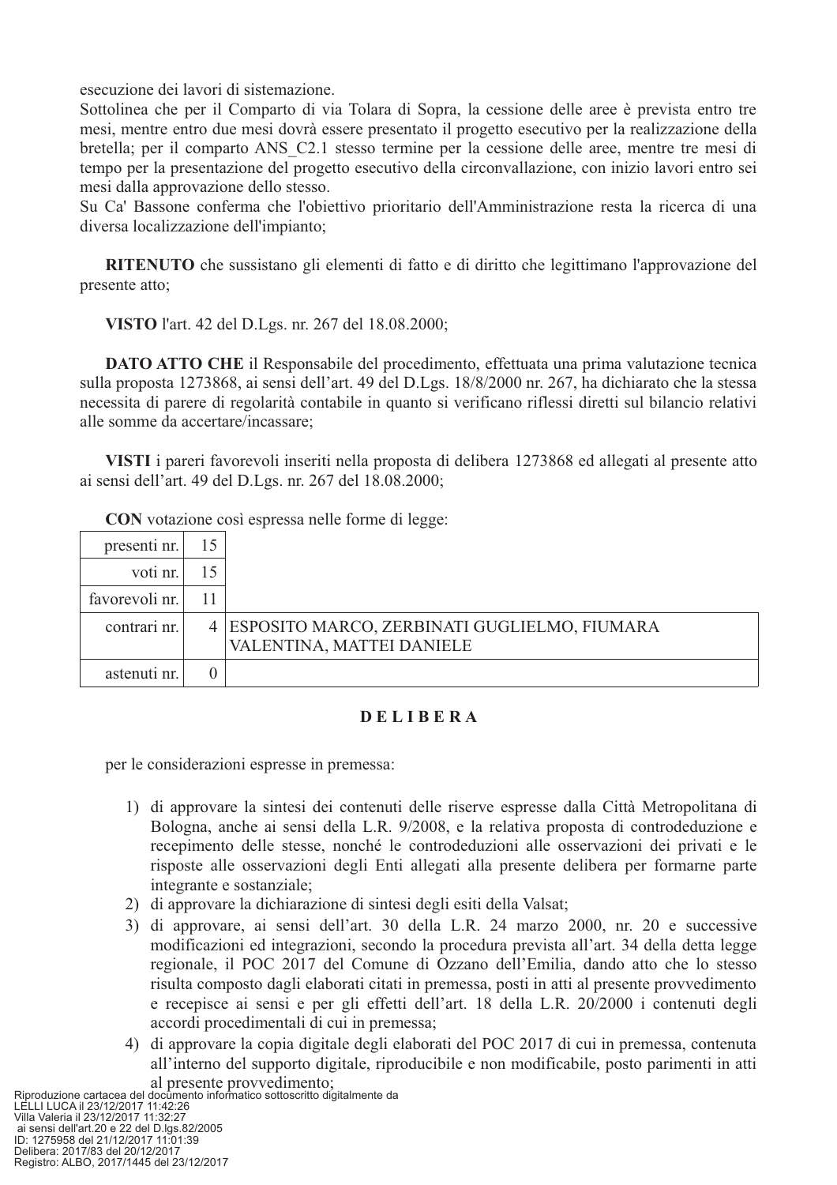esecuzione dei lavori di sistemazione.

Sottolinea che per il Comparto di via Tolara di Sopra, la cessione delle aree è prevista entro tre mesi, mentre entro due mesi dovrà essere presentato il progetto esecutivo per la realizzazione della bretella; per il comparto ANS_C2.1 stesso termine per la cessione delle aree, mentre tre mesi di tempo per la presentazione del progetto esecutivo della circonvallazione, con inizio lavori entro sei mesi dalla approvazione dello stesso.

Su Ca' Bassone conferma che l'obiettivo prioritario dell'Amministrazione resta la ricerca di una diversa localizzazione dell'impianto;

**RITENUTO** che sussistano gli elementi di fatto e di diritto che legittimano l'approvazione del presente atto;

**VISTO** l'art. 42 del D.Lgs. nr. 267 del 18.08.2000;

**DATO ATTO CHE** il Responsabile del procedimento, effettuata una prima valutazione tecnica sulla proposta 1273868, ai sensi dell'art. 49 del D.Lgs. 18/8/2000 nr. 267, ha dichiarato che la stessa necessita di parere di regolarità contabile in quanto si verificano riflessi diretti sul bilancio relativi alle somme da accertare/incassare;

**VISTI** i pareri favorevoli inseriti nella proposta di delibera 1273868 ed allegati al presente atto ai sensi dell'art. 49 del D.Lgs. nr. 267 del 18.08.2000;

**CON** votazione così espressa nelle forme di legge:

| | | |
|---|---|---|
| presenti nr. | 15 | |
| voti nr. | 15 | |
| favorevoli nr. | 11 | |
| contrari nr. | 4 | ESPOSITO MARCO, ZERBINATI GUGLIELMO, FIUMARA VALENTINA, MATTEI DANIELE |
| astenuti nr. | 0 | |

**D E L I B E R A**

per le considerazioni espresse in premessa:

1) di approvare la sintesi dei contenuti delle riserve espresse dalla Città Metropolitana di Bologna, anche ai sensi della L.R. 9/2008, e la relativa proposta di controdeduzione e recepimento delle stesse, nonché le controdeduzioni alle osservazioni dei privati e le risposte alle osservazioni degli Enti allegati alla presente delibera per formarne parte integrante e sostanziale;
2) di approvare la dichiarazione di sintesi degli esiti della Valsat;
3) di approvare, ai sensi dell'art. 30 della L.R. 24 marzo 2000, nr. 20 e successive modificazioni ed integrazioni, secondo la procedura prevista all'art. 34 della detta legge regionale, il POC 2017 del Comune di Ozzano dell'Emilia, dando atto che lo stesso risulta composto dagli elaborati citati in premessa, posti in atti al presente provvedimento e recepisce ai sensi e per gli effetti dell'art. 18 della L.R. 20/2000 i contenuti degli accordi procedimentali di cui in premessa;
4) di approvare la copia digitale degli elaborati del POC 2017 di cui in premessa, contenuta all'interno del supporto digitale, riproducibile e non modificabile, posto parimenti in atti al presente provvedimento;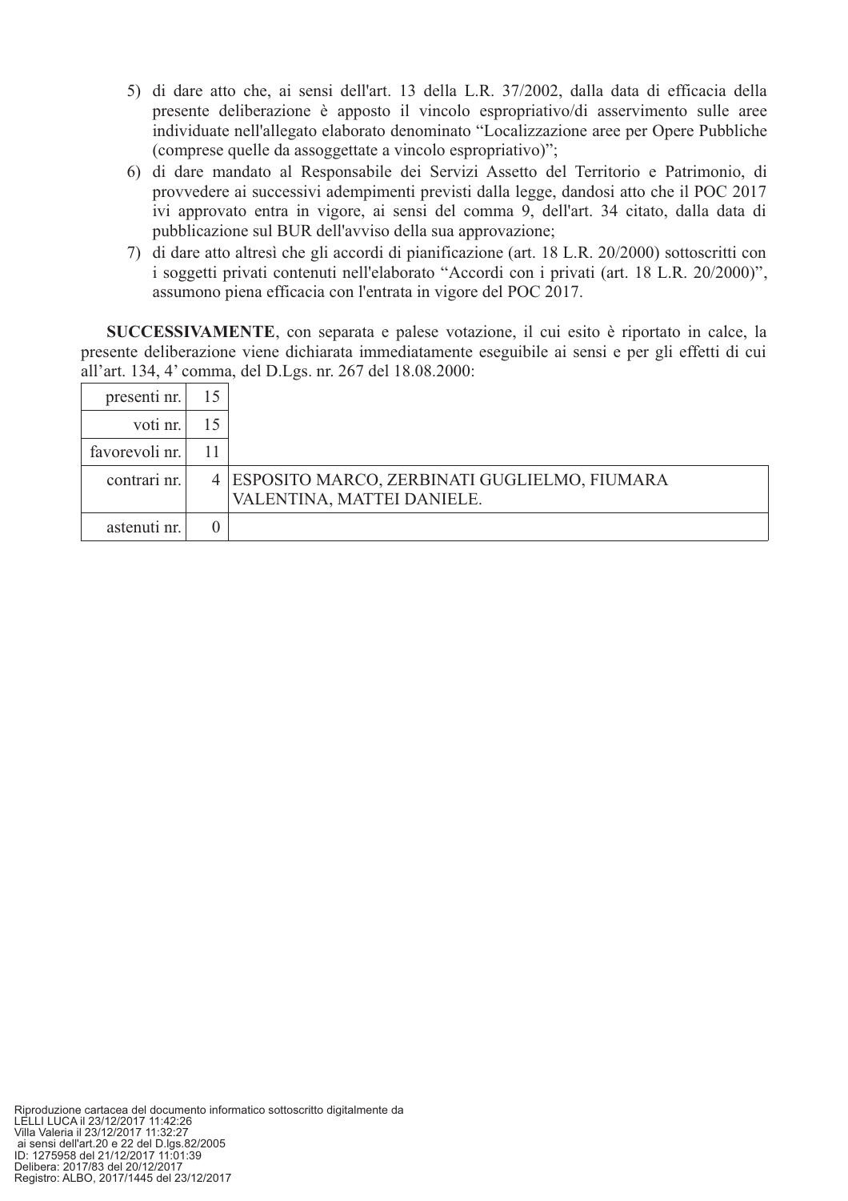5) di dare atto che, ai sensi dell'art. 13 della L.R. 37/2002, dalla data di efficacia della presente deliberazione è apposto il vincolo espropriativo/di asservimento sulle aree individuate nell'allegato elaborato denominato "Localizzazione aree per Opere Pubbliche (comprese quelle da assoggettate a vincolo espropriativo)";
6) di dare mandato al Responsabile dei Servizi Assetto del Territorio e Patrimonio, di provvedere ai successivi adempimenti previsti dalla legge, dandosi atto che il POC 2017 ivi approvato entra in vigore, ai sensi del comma 9, dell'art. 34 citato, dalla data di pubblicazione sul BUR dell'avviso della sua approvazione;
7) di dare atto altresì che gli accordi di pianificazione (art. 18 L.R. 20/2000) sottoscritti con i soggetti privati contenuti nell'elaborato "Accordi con i privati (art. 18 L.R. 20/2000)", assumono piena efficacia con l'entrata in vigore del POC 2017.

**SUCCESSIVAMENTE**, con separata e palese votazione, il cui esito è riportato in calce, la presente deliberazione viene dichiarata immediatamente eseguibile ai sensi e per gli effetti di cui all'art. 134, 4' comma, del D.Lgs. nr. 267 del 18.08.2000:

| | | |
|---|---|---|
| presenti nr. | 15 | |
| voti nr. | 15 | |
| favorevoli nr. | 11 | |
| contrari nr. | 4 | ESPOSITO MARCO, ZERBINATI GUGLIELMO, FIUMARA VALENTINA, MATTEI DANIELE. |
| astenuti nr. | 0 | |

Riproduzione cartacea del documento informatico sottoscritto digitalmente da
LELLI LUCA il 23/12/2017 11:42:26
Villa Valeria il 23/12/2017 11:32:27
ai sensi dell'art.20 e 22 del D.lgs.82/2005
ID: 1275958 del 21/12/2017 11:01:39
Delibera: 2017/83 del 20/12/2017
Registro: ALBO, 2017/1445 del 23/12/2017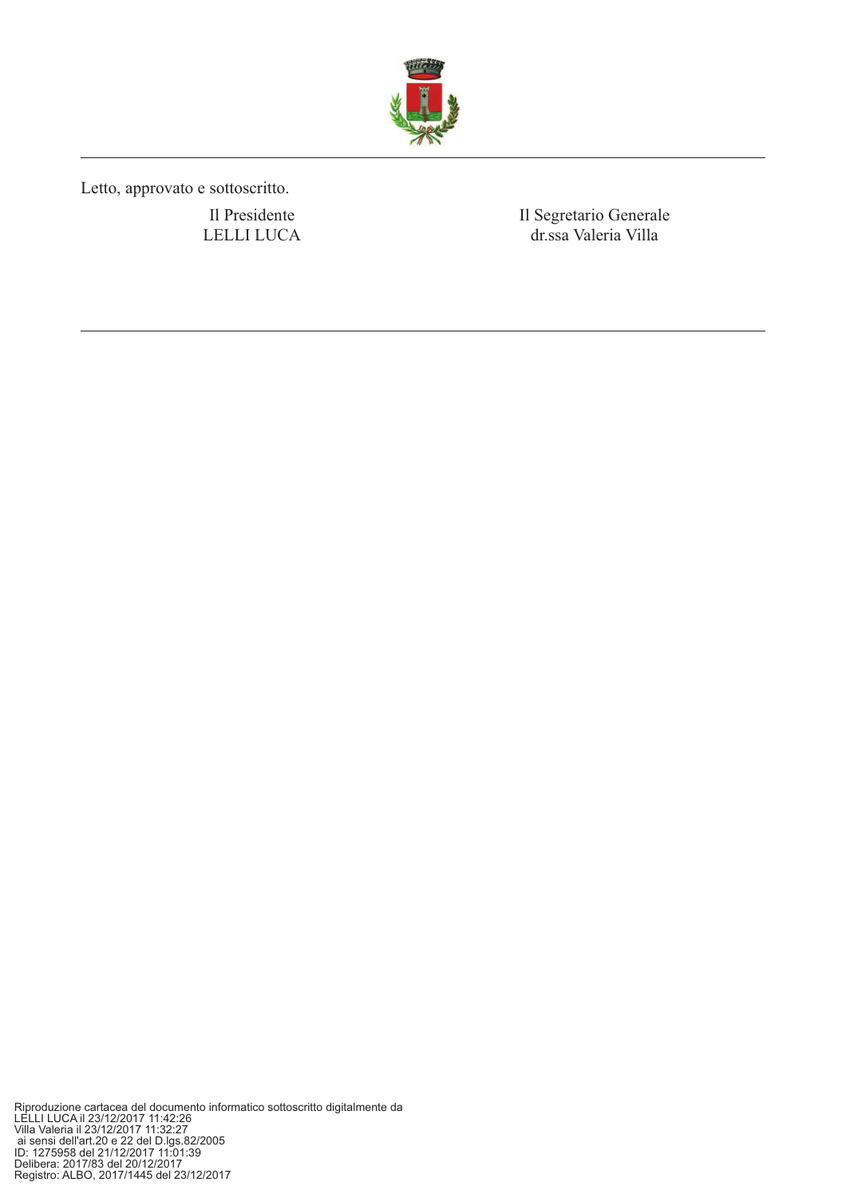Letto, approvato e sottoscritto.

| Il Presidente | Il Segretario Generale |
| --- | --- |
| LELLI LUCA | dr.ssa Valeria Villa |

---

Riproduzione cartacea del documento informatico sottoscritto digitalmente da
LELLI LUCA il 23/12/2017 11:42:26
Villa Valeria il 23/12/2017 11:32:27
ai sensi dell'art.20 e 22 del D.lgs.82/2005
ID: 1275958 del 21/12/2017 11:01:39
Delibera: 2017/83 del 20/12/2017
Registro: ALBO, 2017/1445 del 23/12/2017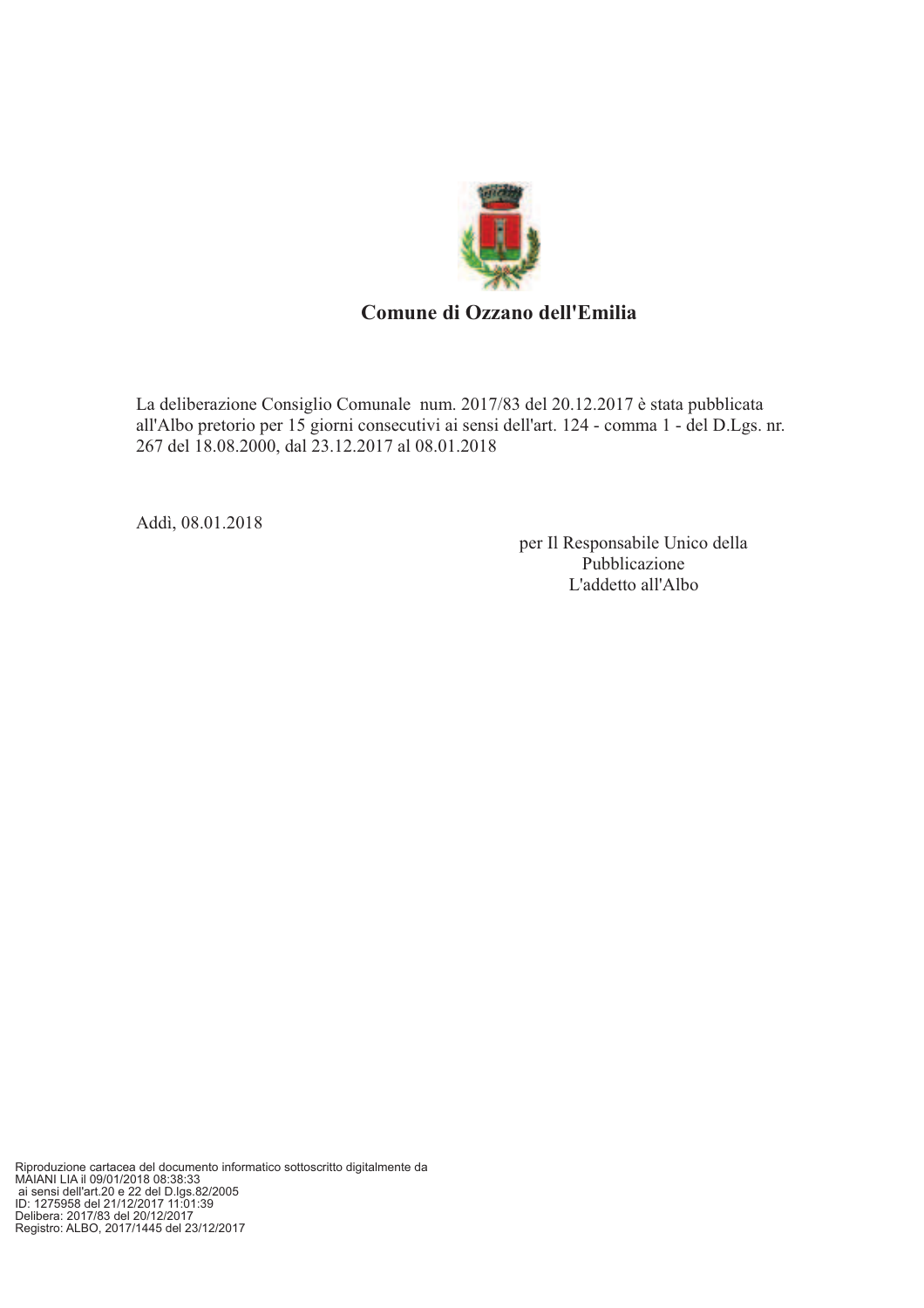**Comune di Ozzano dell'Emilia**

La deliberazione Consiglio Comunale num. 2017/83 del 20.12.2017 è stata pubblicata all'Albo pretorio per 15 giorni consecutivi ai sensi dell'art. 124 - comma 1 - del D.Lgs. nr. 267 del 18.08.2000, dal 23.12.2017 al 08.01.2018

Addì, 08.01.2018

per Il Responsabile Unico della
Pubblicazione
L'addetto all'Albo

Riproduzione cartacea del documento informatico sottoscritto digitalmente da
MAIANI LIA il 09/01/2018 08:38:33
ai sensi dell'art.20 e 22 del D.lgs.82/2005
ID: 1275958 del 21/12/2017 11:01:39
Delibera: 2017/83 del 20/12/2017
Registro: ALBO, 2017/1445 del 23/12/2017